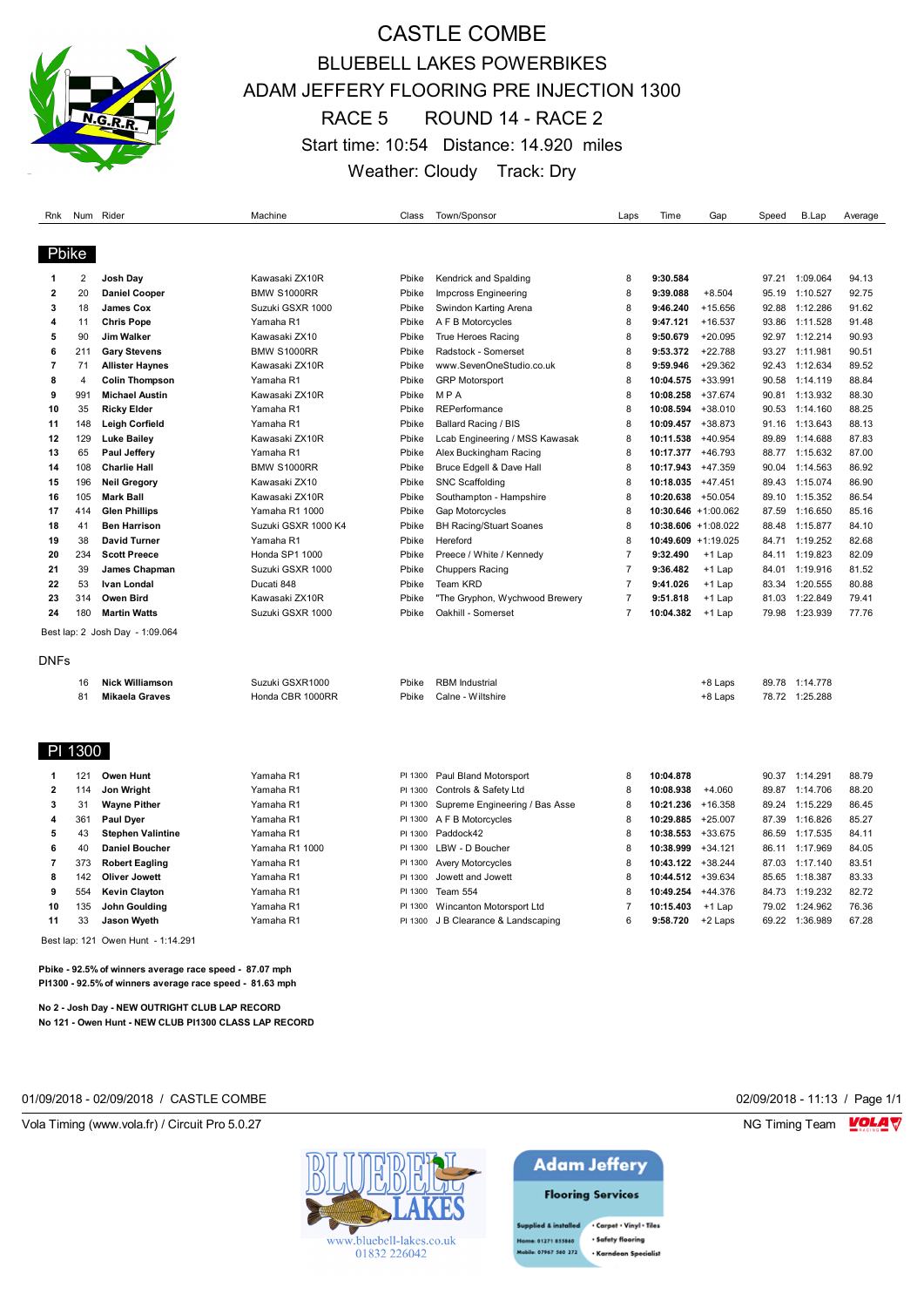# CASTLE COMBE

## BLUEBELL LAKES POWERBIKES

## ADAM JEFFERY FLOORING PRE INJECTION 1300

## RACE 5 ROUND 14 - RACE 2

Start time: 10:54 Distance: 14.920 miles

Weather: Cloudy Track: Dry

### Pbike

| Rnk | Num | Rider | Machine | Class | Town/Sponsor | Laps | Time | Gap | Speed | B.Lap | Average |
|---|---|---|---|---|---|---|---|---|---|---|---|
| 1 | 2 | **Josh Day** | Kawasaki ZX10R | Pbike | Kendrick and Spalding | 8 | **9:30.584** | | 97.21 | 1:09.064 | 94.13 |
| 2 | 20 | **Daniel Cooper** | BMW S1000RR | Pbike | Impcross Engineering | 8 | **9:39.088** | +8.504 | 95.19 | 1:10.527 | 92.75 |
| 3 | 18 | **James Cox** | Suzuki GSXR 1000 | Pbike | Swindon Karting Arena | 8 | **9:46.240** | +15.656 | 92.88 | 1:12.286 | 91.62 |
| 4 | 11 | **Chris Pope** | Yamaha R1 | Pbike | A F B Motorcycles | 8 | **9:47.121** | +16.537 | 93.86 | 1:11.528 | 91.48 |
| 5 | 90 | **Jim Walker** | Kawasaki ZX10 | Pbike | True Heroes Racing | 8 | **9:50.679** | +20.095 | 92.97 | 1:12.214 | 90.93 |
| 6 | 211 | **Gary Stevens** | BMW S1000RR | Pbike | Radstock - Somerset | 8 | **9:53.372** | +22.788 | 93.27 | 1:11.981 | 90.51 |
| 7 | 71 | **Allister Haynes** | Kawasaki ZX10R | Pbike | www.SevenOneStudio.co.uk | 8 | **9:59.946** | +29.362 | 92.43 | 1:12.634 | 89.52 |
| 8 | 4 | **Colin Thompson** | Yamaha R1 | Pbike | GRP Motorsport | 8 | **10:04.575** | +33.991 | 90.58 | 1:14.119 | 88.84 |
| 9 | 991 | **Michael Austin** | Kawasaki ZX10R | Pbike | M P A | 8 | **10:08.258** | +37.674 | 90.81 | 1:13.932 | 88.30 |
| 10 | 35 | **Ricky Elder** | Yamaha R1 | Pbike | REPerformance | 8 | **10:08.594** | +38.010 | 90.53 | 1:14.160 | 88.25 |
| 11 | 148 | **Leigh Corfield** | Yamaha R1 | Pbike | Ballard Racing / BIS | 8 | **10:09.457** | +38.873 | 91.16 | 1:13.643 | 88.13 |
| 12 | 129 | **Luke Bailey** | Kawasaki ZX10R | Pbike | Lcab Engineering / MSS Kawasak | 8 | **10:11.538** | +40.954 | 89.89 | 1:14.688 | 87.83 |
| 13 | 65 | **Paul Jeffery** | Yamaha R1 | Pbike | Alex Buckingham Racing | 8 | **10:17.377** | +46.793 | 88.77 | 1:15.632 | 87.00 |
| 14 | 108 | **Charlie Hall** | BMW S1000RR | Pbike | Bruce Edgell & Dave Hall | 8 | **10:17.943** | +47.359 | 90.04 | 1:14.563 | 86.92 |
| 15 | 196 | **Neil Gregory** | Kawasaki ZX10 | Pbike | SNC Scaffolding | 8 | **10:18.035** | +47.451 | 89.43 | 1:15.074 | 86.90 |
| 16 | 105 | **Mark Ball** | Kawasaki ZX10R | Pbike | Southampton - Hampshire | 8 | **10:20.638** | +50.054 | 89.10 | 1:15.352 | 86.54 |
| 17 | 414 | **Glen Phillips** | Yamaha R1 1000 | Pbike | Gap Motorcycles | 8 | **10:30.646** | +1:00.062 | 87.59 | 1:16.650 | 85.16 |
| 18 | 41 | **Ben Harrison** | Suzuki GSXR 1000 K4 | Pbike | BH Racing/Stuart Soanes | 8 | **10:38.606** | +1:08.022 | 88.48 | 1:15.877 | 84.10 |
| 19 | 38 | **David Turner** | Yamaha R1 | Pbike | Hereford | 8 | **10:49.609** | +1:19.025 | 84.71 | 1:19.252 | 82.68 |
| 20 | 234 | **Scott Preece** | Honda SP1 1000 | Pbike | Preece / White / Kennedy | 7 | **9:32.490** | +1 Lap | 84.11 | 1:19.823 | 82.09 |
| 21 | 39 | **James Chapman** | Suzuki GSXR 1000 | Pbike | Chuppers Racing | 7 | **9:36.482** | +1 Lap | 84.01 | 1:19.916 | 81.52 |
| 22 | 53 | **Ivan Londal** | Ducati 848 | Pbike | Team KRD | 7 | **9:41.026** | +1 Lap | 83.34 | 1:20.555 | 80.88 |
| 23 | 314 | **Owen Bird** | Kawasaki ZX10R | Pbike | "The Gryphon, Wychwood Brewery | 7 | **9:51.818** | +1 Lap | 81.03 | 1:22.849 | 79.41 |
| 24 | 180 | **Martin Watts** | Suzuki GSXR 1000 | Pbike | Oakhill - Somerset | 7 | **10:04.382** | +1 Lap | 79.98 | 1:23.939 | 77.76 |

Best lap: 2 Josh Day - 1:09.064

DNFs

| Rnk | Num | Rider | Machine | Class | Town/Sponsor | Laps | Time | Gap | Speed | B.Lap | Average |
|---|---|---|---|---|---|---|---|---|---|---|---|
| | 16 | **Nick Williamson** | Suzuki GSXR1000 | Pbike | RBM Industrial | | | +8 Laps | 89.78 | 1:14.778 | |
| | 81 | **Mikaela Graves** | Honda CBR 1000RR | Pbike | Calne - Wiltshire | | | +8 Laps | 78.72 | 1:25.288 | |

### PI 1300

| Rnk | Num | Rider | Machine | Class | Town/Sponsor | Laps | Time | Gap | Speed | B.Lap | Average |
|---|---|---|---|---|---|---|---|---|---|---|---|
| 1 | 121 | **Owen Hunt** | Yamaha R1 | PI 1300 | Paul Bland Motorsport | 8 | **10:04.878** | | 90.37 | 1:14.291 | 88.79 |
| 2 | 114 | **Jon Wright** | Yamaha R1 | PI 1300 | Controls & Safety Ltd | 8 | **10:08.938** | +4.060 | 89.87 | 1:14.706 | 88.20 |
| 3 | 31 | **Wayne Pither** | Yamaha R1 | PI 1300 | Supreme Engineering / Bas Asse | 8 | **10:21.236** | +16.358 | 89.24 | 1:15.229 | 86.45 |
| 4 | 361 | **Paul Dyer** | Yamaha R1 | PI 1300 | A F B Motorcycles | 8 | **10:29.885** | +25.007 | 87.39 | 1:16.826 | 85.27 |
| 5 | 43 | **Stephen Valintine** | Yamaha R1 | PI 1300 | Paddock42 | 8 | **10:38.553** | +33.675 | 86.59 | 1:17.535 | 84.11 |
| 6 | 40 | **Daniel Boucher** | Yamaha R1 1000 | PI 1300 | LBW - D Boucher | 8 | **10:38.999** | +34.121 | 86.11 | 1:17.969 | 84.05 |
| 7 | 373 | **Robert Eagling** | Yamaha R1 | PI 1300 | Avery Motorcycles | 8 | **10:43.122** | +38.244 | 87.03 | 1:17.140 | 83.51 |
| 8 | 142 | **Oliver Jowett** | Yamaha R1 | PI 1300 | Jowett and Jowett | 8 | **10:44.512** | +39.634 | 85.65 | 1:18.387 | 83.33 |
| 9 | 554 | **Kevin Clayton** | Yamaha R1 | PI 1300 | Team 554 | 8 | **10:49.254** | +44.376 | 84.73 | 1:19.232 | 82.72 |
| 10 | 135 | **John Goulding** | Yamaha R1 | PI 1300 | Wincanton Motorsport Ltd | 7 | **10:15.403** | +1 Lap | 79.02 | 1:24.962 | 76.36 |
| 11 | 33 | **Jason Wyeth** | Yamaha R1 | PI 1300 | J B Clearance & Landscaping | 6 | **9:58.720** | +2 Laps | 69.22 | 1:36.989 | 67.28 |

Best lap: 121 Owen Hunt - 1:14.291

**Pbike - 92.5% of winners average race speed - 87.07 mph**
**PI1300 - 92.5% of winners average race speed - 81.63 mph**

**No 2 - Josh Day - NEW OUTRIGHT CLUB LAP RECORD**
**No 121 - Owen Hunt - NEW CLUB PI1300 CLASS LAP RECORD**

01/09/2018 - 02/09/2018 / CASTLE COMBE

02/09/2018 - 11:13 / Page 1/1

Vola Timing (www.vola.fr) / Circuit Pro 5.0.27

NG Timing Team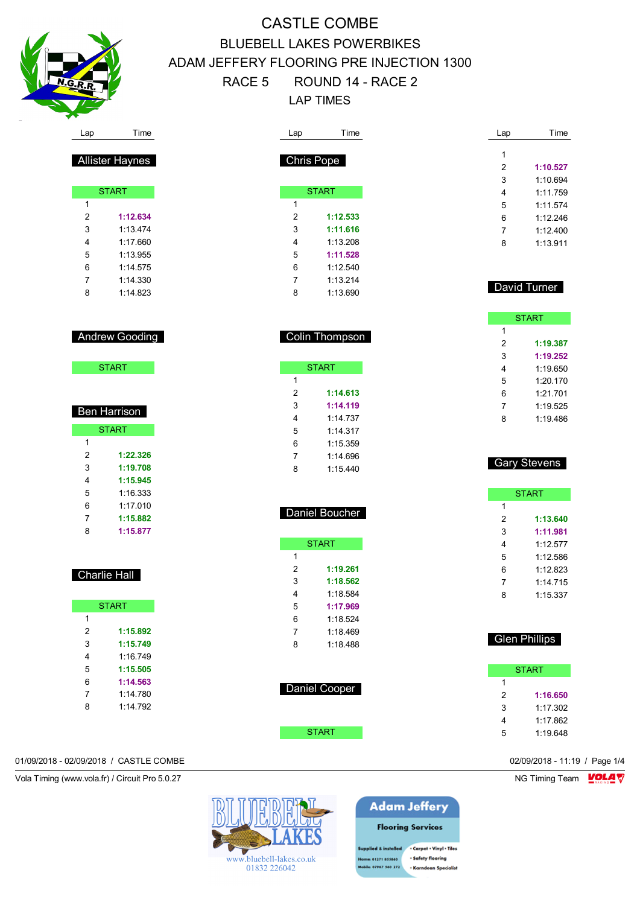# CASTLE COMBE

## BLUEBELL LAKES POWERBIKES

## ADAM JEFFERY FLOORING PRE INJECTION 1300

## RACE 5 ROUND 14 - RACE 2

## LAP TIMES

### Allister Haynes

| Lap | Time |
|---|---|
| START | |
| 1 | |
| 2 | **1:12.634** |
| 3 | 1:13.474 |
| 4 | 1:17.660 |
| 5 | 1:13.955 |
| 6 | 1:14.575 |
| 7 | 1:14.330 |
| 8 | 1:14.823 |

### Andrew Gooding

| Lap | Time |
|---|---|
| START | |

### Ben Harrison

| Lap | Time |
|---|---|
| START | |
| 1 | |
| 2 | **1:22.326** |
| 3 | **1:19.708** |
| 4 | **1:15.945** |
| 5 | 1:16.333 |
| 6 | 1:17.010 |
| 7 | **1:15.882** |
| 8 | **1:15.877** |

### Charlie Hall

| Lap | Time |
|---|---|
| START | |
| 1 | |
| 2 | **1:15.892** |
| 3 | **1:15.749** |
| 4 | 1:16.749 |
| 5 | **1:15.505** |
| 6 | **1:14.563** |
| 7 | 1:14.780 |
| 8 | 1:14.792 |

### Chris Pope

| Lap | Time |
|---|---|
| START | |
| 1 | |
| 2 | **1:12.533** |
| 3 | **1:11.616** |
| 4 | 1:13.208 |
| 5 | **1:11.528** |
| 6 | 1:12.540 |
| 7 | 1:13.214 |
| 8 | 1:13.690 |

### Colin Thompson

| Lap | Time |
|---|---|
| START | |
| 1 | |
| 2 | **1:14.613** |
| 3 | **1:14.119** |
| 4 | 1:14.737 |
| 5 | 1:14.317 |
| 6 | 1:15.359 |
| 7 | 1:14.696 |
| 8 | 1:15.440 |

### Daniel Boucher

| Lap | Time |
|---|---|
| START | |
| 1 | |
| 2 | **1:19.261** |
| 3 | **1:18.562** |
| 4 | 1:18.584 |
| 5 | **1:17.969** |
| 6 | 1:18.524 |
| 7 | 1:18.469 |
| 8 | 1:18.488 |

### Daniel Cooper

| Lap | Time |
|---|---|
| START | |
| 1 | |
| 2 | **1:10.527** |
| 3 | 1:10.694 |
| 4 | 1:11.759 |
| 5 | 1:11.574 |
| 6 | 1:12.246 |
| 7 | 1:12.400 |
| 8 | 1:13.911 |

### David Turner

| Lap | Time |
|---|---|
| START | |
| 1 | |
| 2 | **1:19.387** |
| 3 | **1:19.252** |
| 4 | 1:19.650 |
| 5 | 1:20.170 |
| 6 | 1:21.701 |
| 7 | 1:19.525 |
| 8 | 1:19.486 |

### Gary Stevens

| Lap | Time |
|---|---|
| START | |
| 1 | |
| 2 | **1:13.640** |
| 3 | **1:11.981** |
| 4 | 1:12.577 |
| 5 | 1:12.586 |
| 6 | 1:12.823 |
| 7 | 1:14.715 |
| 8 | 1:15.337 |

### Glen Phillips

| Lap | Time |
|---|---|
| START | |
| 1 | |
| 2 | **1:16.650** |
| 3 | 1:17.302 |
| 4 | 1:17.862 |
| 5 | 1:19.648 |

01/09/2018 - 02/09/2018 / CASTLE COMBE

02/09/2018 - 11:19

Vola Timing (www.vola.fr) / Circuit Pro 5.0.27

NG Timing Team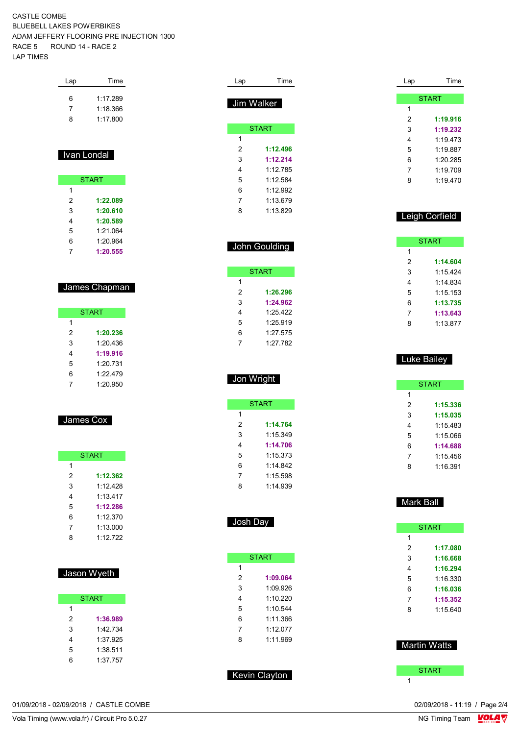CASTLE COMBE
BLUEBELL LAKES POWERBIKES
ADAM JEFFERY FLOORING PRE INJECTION 1300
RACE 5 ROUND 14 - RACE 2
LAP TIMES

| Lap | Time |
|---|---|
| 6 | 1:17.289 |
| 7 | 1:18.366 |
| 8 | 1:17.800 |

## Ivan Londal

| Lap | Time |
|---|---|
| START | |
| 1 | |
| 2 | **1:22.089** |
| 3 | **1:20.610** |
| 4 | **1:20.589** |
| 5 | 1:21.064 |
| 6 | 1:20.964 |
| 7 | **1:20.555** |

## James Chapman

| Lap | Time |
|---|---|
| START | |
| 1 | |
| 2 | **1:20.236** |
| 3 | 1:20.436 |
| 4 | **1:19.916** |
| 5 | 1:20.731 |
| 6 | 1:22.479 |
| 7 | 1:20.950 |

## James Cox

| Lap | Time |
|---|---|
| START | |
| 1 | |
| 2 | **1:12.362** |
| 3 | 1:12.428 |
| 4 | 1:13.417 |
| 5 | **1:12.286** |
| 6 | 1:12.370 |
| 7 | 1:13.000 |
| 8 | 1:12.722 |

## Jason Wyeth

| Lap | Time |
|---|---|
| START | |
| 1 | |
| 2 | **1:36.989** |
| 3 | 1:42.734 |
| 4 | 1:37.925 |
| 5 | 1:38.511 |
| 6 | 1:37.757 |

## Jim Walker

| Lap | Time |
|---|---|
| START | |
| 1 | |
| 2 | **1:12.496** |
| 3 | **1:12.214** |
| 4 | 1:12.785 |
| 5 | 1:12.584 |
| 6 | 1:12.992 |
| 7 | 1:13.679 |
| 8 | 1:13.829 |

## John Goulding

| Lap | Time |
|---|---|
| START | |
| 1 | |
| 2 | **1:26.296** |
| 3 | **1:24.962** |
| 4 | 1:25.422 |
| 5 | 1:25.919 |
| 6 | 1:27.575 |
| 7 | 1:27.782 |

## Jon Wright

| Lap | Time |
|---|---|
| START | |
| 1 | |
| 2 | **1:14.764** |
| 3 | 1:15.349 |
| 4 | **1:14.706** |
| 5 | 1:15.373 |
| 6 | 1:14.842 |
| 7 | 1:15.598 |
| 8 | 1:14.939 |

## Josh Day

| Lap | Time |
|---|---|
| START | |
| 1 | |
| 2 | **1:09.064** |
| 3 | 1:09.926 |
| 4 | 1:10.220 |
| 5 | 1:10.544 |
| 6 | 1:11.366 |
| 7 | 1:12.077 |
| 8 | 1:11.969 |

## Kevin Clayton

| Lap | Time |
|---|---|
| START | |
| 1 | |
| 2 | **1:19.916** |
| 3 | **1:19.232** |
| 4 | 1:19.473 |
| 5 | 1:19.887 |
| 6 | 1:20.285 |
| 7 | 1:19.709 |
| 8 | 1:19.470 |

## Leigh Corfield

| Lap | Time |
|---|---|
| START | |
| 1 | |
| 2 | **1:14.604** |
| 3 | 1:15.424 |
| 4 | 1:14.834 |
| 5 | 1:15.153 |
| 6 | **1:13.735** |
| 7 | **1:13.643** |
| 8 | 1:13.877 |

## Luke Bailey

| Lap | Time |
|---|---|
| START | |
| 1 | |
| 2 | **1:15.336** |
| 3 | **1:15.035** |
| 4 | 1:15.483 |
| 5 | 1:15.066 |
| 6 | **1:14.688** |
| 7 | 1:15.456 |
| 8 | 1:16.391 |

## Mark Ball

| Lap | Time |
|---|---|
| START | |
| 1 | |
| 2 | **1:17.080** |
| 3 | **1:16.668** |
| 4 | **1:16.294** |
| 5 | 1:16.330 |
| 6 | **1:16.036** |
| 7 | **1:15.352** |
| 8 | 1:15.640 |

## Martin Watts

| Lap | Time |
|---|---|
| START | |
| 1 | |

01/09/2018 - 02/09/2018 / CASTLE COMBE
02/09/2018 - 11:19
Vola Timing (www.vola.fr) / Circuit Pro 5.0.27
NG Timing Team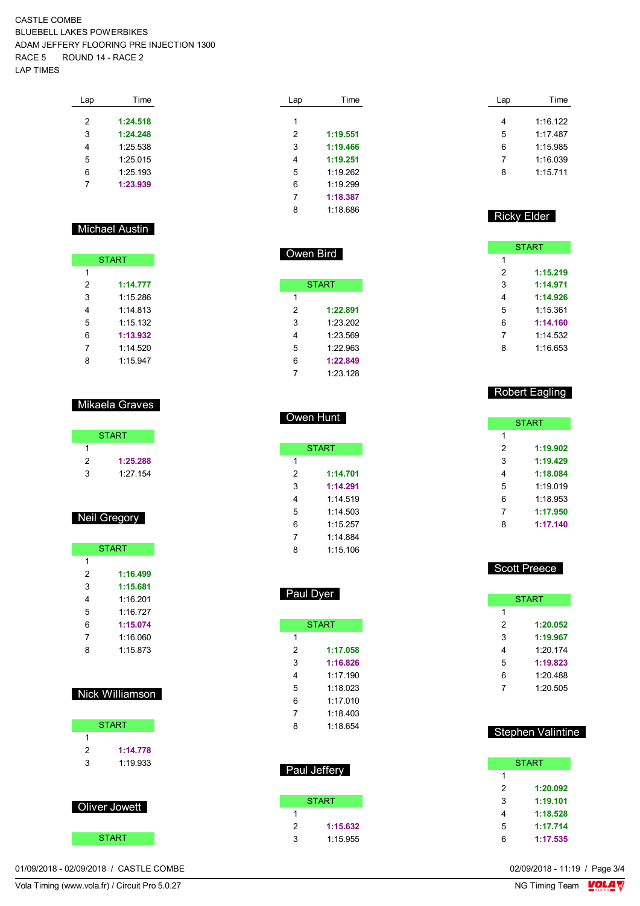CASTLE COMBE
BLUEBELL LAKES POWERBIKES
ADAM JEFFERY FLOORING PRE INJECTION 1300
RACE 5 ROUND 14 - RACE 2
LAP TIMES

| Lap | Time |
|---|---|
| 2 | **1:24.518** |
| 3 | **1:24.248** |
| 4 | 1:25.538 |
| 5 | 1:25.015 |
| 6 | 1:25.193 |
| 7 | **1:23.939** |

## Michael Austin

| Lap | Time |
|---|---|
| START | |
| 1 | |
| 2 | **1:14.777** |
| 3 | 1:15.286 |
| 4 | 1:14.813 |
| 5 | 1:15.132 |
| 6 | **1:13.932** |
| 7 | 1:14.520 |
| 8 | 1:15.947 |

## Mikaela Graves

| Lap | Time |
|---|---|
| START | |
| 1 | |
| 2 | **1:25.288** |
| 3 | 1:27.154 |

## Neil Gregory

| Lap | Time |
|---|---|
| START | |
| 1 | |
| 2 | **1:16.499** |
| 3 | **1:15.681** |
| 4 | 1:16.201 |
| 5 | 1:16.727 |
| 6 | **1:15.074** |
| 7 | 1:16.060 |
| 8 | 1:15.873 |

## Nick Williamson

| Lap | Time |
|---|---|
| START | |
| 1 | |
| 2 | **1:14.778** |
| 3 | 1:19.933 |

## Oliver Jowett

| Lap | Time |
|---|---|
| START | |
| 1 | |
| 2 | **1:19.551** |
| 3 | **1:19.466** |
| 4 | **1:19.251** |
| 5 | 1:19.262 |
| 6 | 1:19.299 |
| 7 | **1:18.387** |
| 8 | 1:18.686 |

## Owen Bird

| Lap | Time |
|---|---|
| START | |
| 1 | |
| 2 | **1:22.891** |
| 3 | 1:23.202 |
| 4 | 1:23.569 |
| 5 | 1:22.963 |
| 6 | **1:22.849** |
| 7 | 1:23.128 |

## Owen Hunt

| Lap | Time |
|---|---|
| START | |
| 1 | |
| 2 | **1:14.701** |
| 3 | **1:14.291** |
| 4 | 1:14.519 |
| 5 | 1:14.503 |
| 6 | 1:15.257 |
| 7 | 1:14.884 |
| 8 | 1:15.106 |

## Paul Dyer

| Lap | Time |
|---|---|
| START | |
| 1 | |
| 2 | **1:17.058** |
| 3 | **1:16.826** |
| 4 | 1:17.190 |
| 5 | 1:18.023 |
| 6 | 1:17.010 |
| 7 | 1:18.403 |
| 8 | 1:18.654 |

## Paul Jeffery

| Lap | Time |
|---|---|
| START | |
| 1 | |
| 2 | **1:15.632** |
| 3 | 1:15.955 |
| 4 | 1:16.122 |
| 5 | 1:17.487 |
| 6 | 1:15.985 |
| 7 | 1:16.039 |
| 8 | 1:15.711 |

## Ricky Elder

| Lap | Time |
|---|---|
| START | |
| 1 | |
| 2 | **1:15.219** |
| 3 | **1:14.971** |
| 4 | **1:14.926** |
| 5 | 1:15.361 |
| 6 | **1:14.160** |
| 7 | 1:14.532 |
| 8 | 1:16.653 |

## Robert Eagling

| Lap | Time |
|---|---|
| START | |
| 1 | |
| 2 | **1:19.902** |
| 3 | **1:19.429** |
| 4 | **1:18.084** |
| 5 | 1:19.019 |
| 6 | 1:18.953 |
| 7 | **1:17.950** |
| 8 | **1:17.140** |

## Scott Preece

| Lap | Time |
|---|---|
| START | |
| 1 | |
| 2 | **1:20.052** |
| 3 | **1:19.967** |
| 4 | 1:20.174 |
| 5 | **1:19.823** |
| 6 | 1:20.488 |
| 7 | 1:20.505 |

## Stephen Valintine

| Lap | Time |
|---|---|
| START | |
| 1 | |
| 2 | **1:20.092** |
| 3 | **1:19.101** |
| 4 | **1:18.528** |
| 5 | **1:17.714** |
| 6 | **1:17.535** |

01/09/2018 - 02/09/2018 / CASTLE COMBE    02/09/2018 - 11:19

Vola Timing (www.vola.fr) / Circuit Pro 5.0.27    NG Timing Team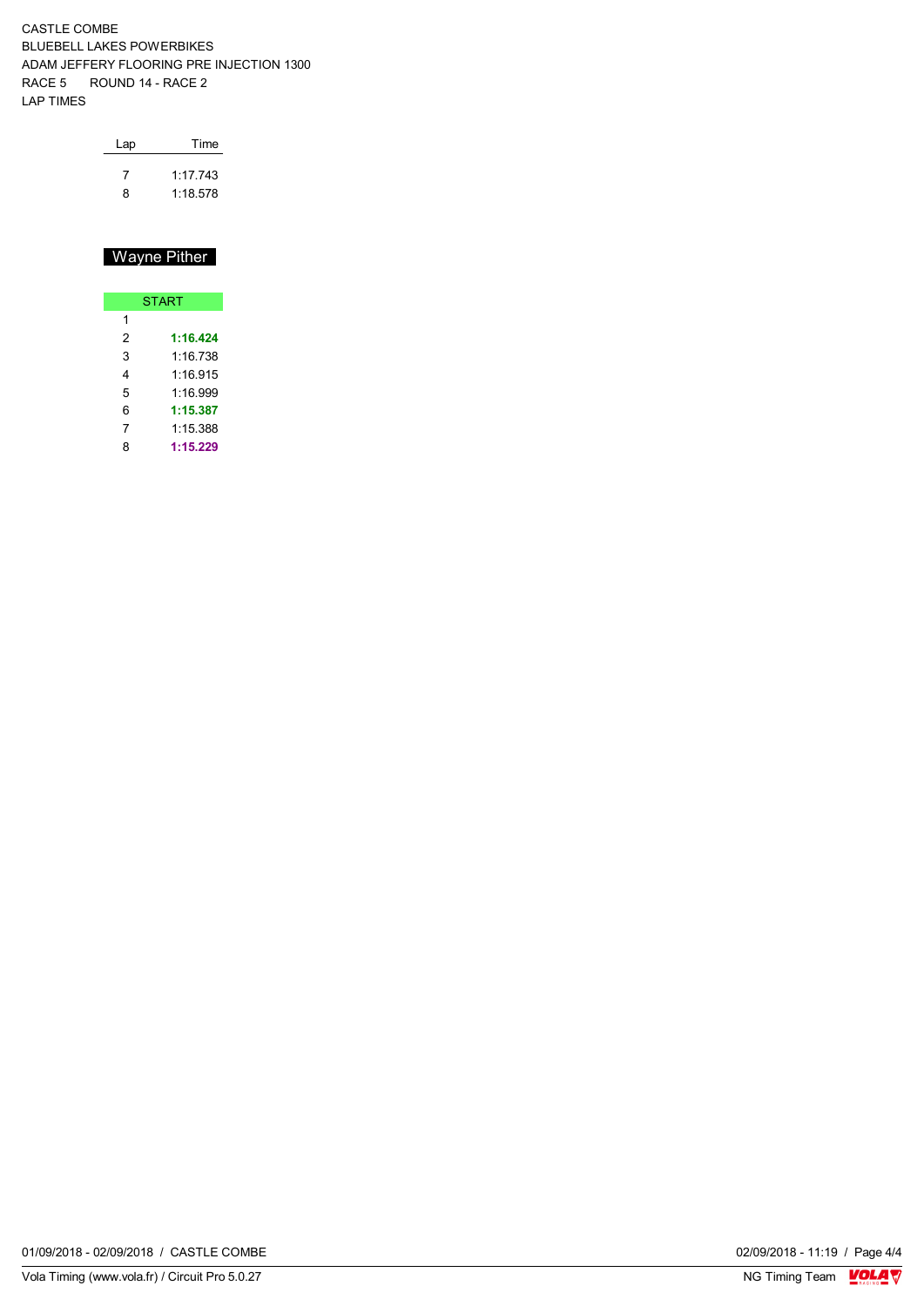CASTLE COMBE
BLUEBELL LAKES POWERBIKES
ADAM JEFFERY FLOORING PRE INJECTION 1300
RACE 5 ROUND 14 - RACE 2
LAP TIMES

| Lap | Time |
| --- | --- |
| 7 | 1:17.743 |
| 8 | 1:18.578 |

## Wayne Pither

| Lap | Time |
| --- | --- |
| START | |
| 1 | |
| 2 | **1:16.424** |
| 3 | 1:16.738 |
| 4 | 1:16.915 |
| 5 | 1:16.999 |
| 6 | **1:15.387** |
| 7 | 1:15.388 |
| 8 | **1:15.229** |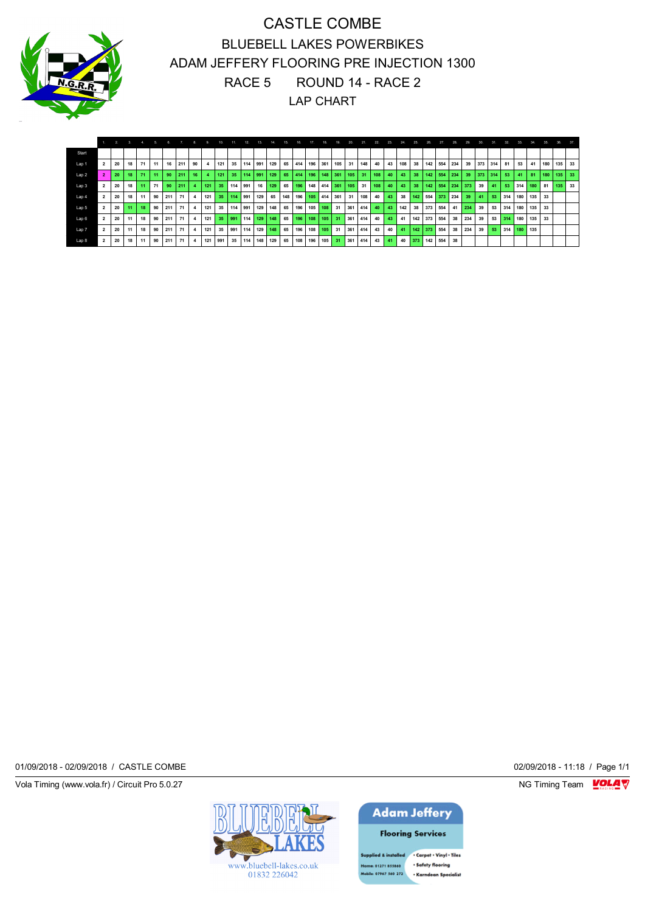# CASTLE COMBE

## BLUEBELL LAKES POWERBIKES

## ADAM JEFFERY FLOORING PRE INJECTION 1300

## RACE 5 ROUND 14 - RACE 2

## LAP CHART

| | 1. | 2. | 3. | 4. | 5. | 6. | 7. | 8. | 9. | 10. | 11. | 12. | 13. | 14. | 15. | 16. | 17. | 18. | 19. | 20. | 21. | 22. | 23. | 24. | 25. | 26. | 27. | 28. | 29. | 30. | 31. | 32. | 33. | 34. | 35. | 36. | 37. |
|---|---|---|---|---|---|---|---|---|---|---|---|---|---|---|---|---|---|---|---|---|---|---|---|---|---|---|---|---|---|---|---|---|---|---|---|---|---|
| Start | | | | | | | | | | | | | | | | | | | | | | | | | | | | | | | | | | | | | |
| Lap 1 | 2 | 20 | 18 | 71 | 11 | 16 | 211 | 90 | 4 | 121 | 35 | 114 | 991 | 129 | 65 | 414 | 196 | 361 | 105 | 31 | 148 | 40 | 43 | 108 | 38 | 142 | 554 | 234 | 39 | 373 | 314 | 81 | 53 | 41 | 180 | 135 | 33 |
| Lap 2 | 2 | 20 | 18 | 71 | 11 | 90 | 211 | 16 | 4 | 121 | 35 | 114 | 991 | 129 | 65 | 414 | 196 | 148 | 361 | 105 | 31 | 108 | 40 | 43 | 38 | 142 | 554 | 234 | 39 | 373 | 314 | 53 | 41 | 81 | 180 | 135 | 33 |
| Lap 3 | 2 | 20 | 18 | 11 | 71 | 90 | 211 | 4 | 121 | 35 | 114 | 991 | 16 | 129 | 65 | 196 | 148 | 414 | 361 | 105 | 31 | 108 | 40 | 43 | 38 | 142 | 554 | 234 | 373 | 39 | 41 | 53 | 314 | 180 | 81 | 135 | 33 |
| Lap 4 | 2 | 20 | 18 | 11 | 90 | 211 | 71 | 4 | 121 | 35 | 114 | 991 | 129 | 65 | 148 | 196 | 105 | 414 | 361 | 31 | 108 | 40 | 43 | 38 | 142 | 554 | 373 | 234 | 39 | 41 | 53 | 314 | 180 | 135 | 33 | | |
| Lap 5 | 2 | 20 | 11 | 18 | 90 | 211 | 71 | 4 | 121 | 35 | 114 | 991 | 129 | 148 | 65 | 196 | 105 | 108 | 31 | 361 | 414 | 40 | 43 | 142 | 38 | 373 | 554 | 41 | 234 | 39 | 53 | 314 | 180 | 135 | 33 | | |
| Lap 6 | 2 | 20 | 11 | 18 | 90 | 211 | 71 | 4 | 121 | 35 | 991 | 114 | 129 | 148 | 65 | 196 | 108 | 105 | 31 | 361 | 414 | 40 | 43 | 41 | 142 | 373 | 554 | 38 | 234 | 39 | 53 | 314 | 180 | 135 | 33 | | |
| Lap 7 | 2 | 20 | 11 | 18 | 90 | 211 | 71 | 4 | 121 | 35 | 991 | 114 | 129 | 148 | 65 | 196 | 108 | 105 | 31 | 361 | 414 | 43 | 40 | 41 | 142 | 373 | 554 | 38 | 234 | 39 | 53 | 314 | 180 | 135 | | | |
| Lap 8 | 2 | 20 | 18 | 11 | 90 | 211 | 71 | 4 | 121 | 991 | 35 | 114 | 148 | 129 | 65 | 108 | 196 | 105 | 31 | 361 | 414 | 43 | 41 | 40 | 373 | 142 | 554 | 38 | | | | | | | | | |

01/09/2018 - 02/09/2018 / CASTLE COMBE

02/09/2018 - 11:18 / Page 1/1

Vola Timing (www.vola.fr) / Circuit Pro 5.0.27

NG Timing Team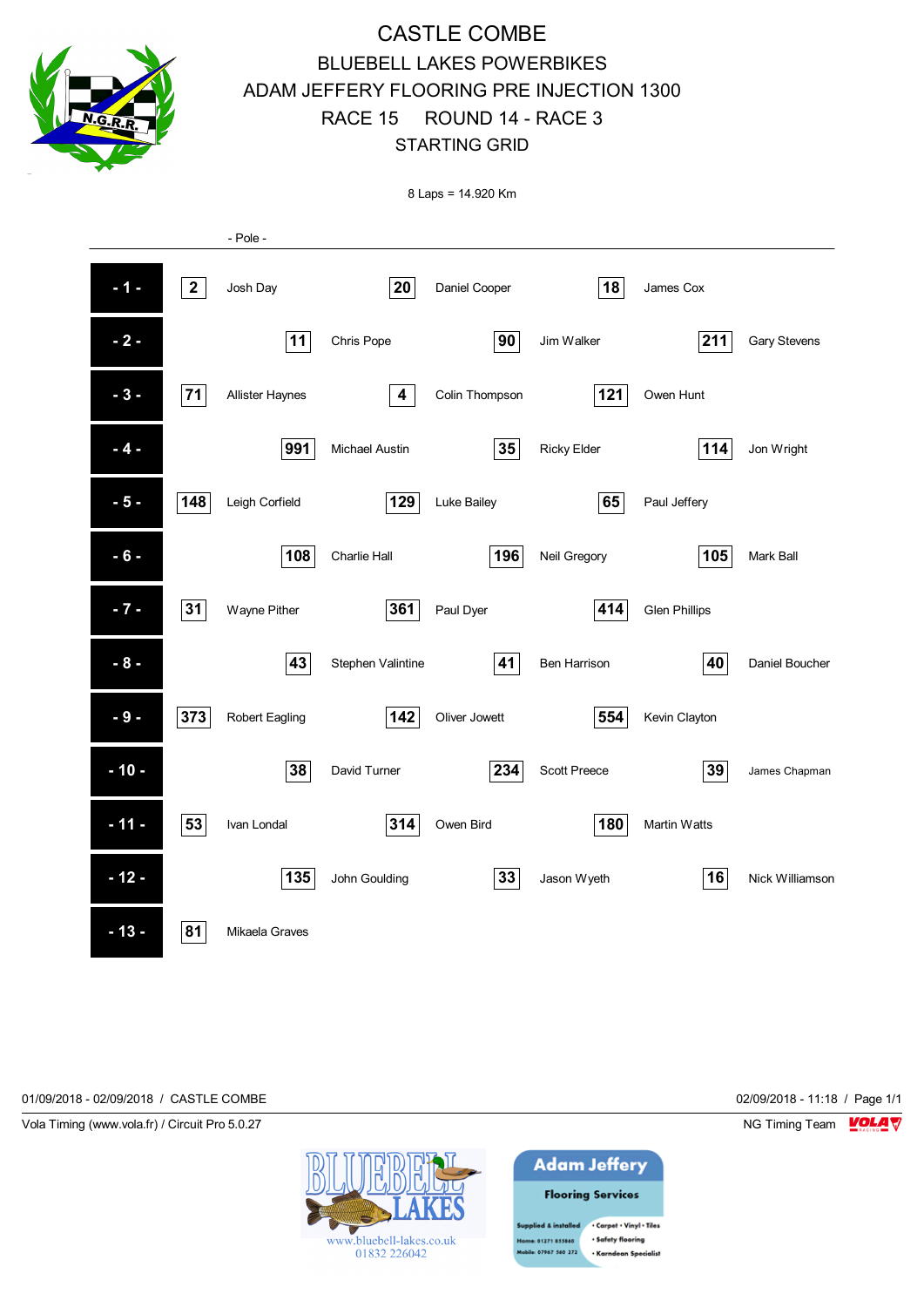# CASTLE COMBE

## BLUEBELL LAKES POWERBIKES

## ADAM JEFFERY FLOORING PRE INJECTION 1300

## RACE 15 ROUND 14 - RACE 3

## STARTING GRID

8 Laps = 14.920 Km

- Pole -

| Row | No. | Driver | No. | Driver | No. | Driver |
|---|---|---|---|---|---|---|
| - 1 - | 2 | Josh Day | 20 | Daniel Cooper | 18 | James Cox |
| - 2 - | 11 | Chris Pope | 90 | Jim Walker | 211 | Gary Stevens |
| - 3 - | 71 | Allister Haynes | 4 | Colin Thompson | 121 | Owen Hunt |
| - 4 - | 991 | Michael Austin | 35 | Ricky Elder | 114 | Jon Wright |
| - 5 - | 148 | Leigh Corfield | 129 | Luke Bailey | 65 | Paul Jeffery |
| - 6 - | 108 | Charlie Hall | 196 | Neil Gregory | 105 | Mark Ball |
| - 7 - | 31 | Wayne Pither | 361 | Paul Dyer | 414 | Glen Phillips |
| - 8 - | 43 | Stephen Valintine | 41 | Ben Harrison | 40 | Daniel Boucher |
| - 9 - | 373 | Robert Eagling | 142 | Oliver Jowett | 554 | Kevin Clayton |
| - 10 - | 38 | David Turner | 234 | Scott Preece | 39 | James Chapman |
| - 11 - | 53 | Ivan Londal | 314 | Owen Bird | 180 | Martin Watts |
| - 12 - | 135 | John Goulding | 33 | Jason Wyeth | 16 | Nick Williamson |
| - 13 - | 81 | Mikaela Graves | | | | |

01/09/2018 - 02/09/2018 / CASTLE COMBE

02/09/2018 - 11:18

Vola Timing (www.vola.fr) / Circuit Pro 5.0.27

NG Timing Team